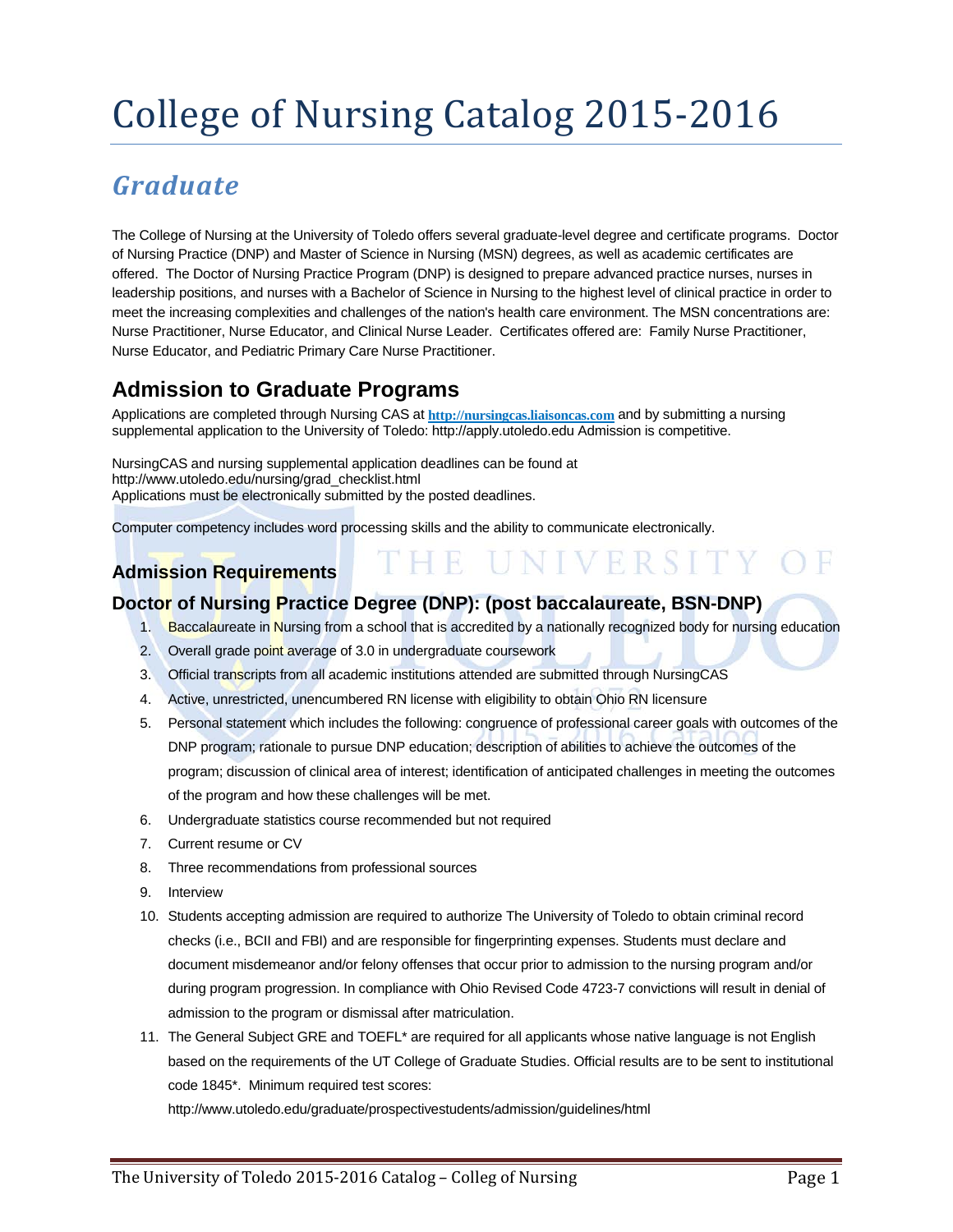# College of Nursing Catalog 2015-2016

## *Graduate*

The College of Nursing at the University of Toledo offers several graduate-level degree and certificate programs. Doctor of Nursing Practice (DNP) and Master of Science in Nursing (MSN) degrees, as well as academic certificates are offered. The Doctor of Nursing Practice Program (DNP) is designed to prepare advanced practice nurses, nurses in leadership positions, and nurses with a Bachelor of Science in Nursing to the highest level of clinical practice in order to meet the increasing complexities and challenges of the nation's health care environment. The MSN concentrations are: Nurse Practitioner, Nurse Educator, and Clinical Nurse Leader. Certificates offered are: Family Nurse Practitioner, Nurse Educator, and Pediatric Primary Care Nurse Practitioner.

## Admission to Graduate Programs

Applications are completed through Nursing CAS at **http://nursingcas.liaisoncas.com** and by submitting a nursing supplemental application to the University of Toledo: http://apply.utoledo.edu Admission is competitive.

NursingCAS and nursing supplemental application deadlines can be found at
http://www.utoledo.edu/nursing/grad_checklist.html
Applications must be electronically submitted by the posted deadlines.

Computer competency includes word processing skills and the ability to communicate electronically.

### Admission Requirements

### Doctor of Nursing Practice Degree (DNP): (post baccalaureate, BSN-DNP)

1. Baccalaureate in Nursing from a school that is accredited by a nationally recognized body for nursing education
2. Overall grade point average of 3.0 in undergraduate coursework
3. Official transcripts from all academic institutions attended are submitted through NursingCAS
4. Active, unrestricted, unencumbered RN license with eligibility to obtain Ohio RN licensure
5. Personal statement which includes the following: congruence of professional career goals with outcomes of the DNP program; rationale to pursue DNP education; description of abilities to achieve the outcomes of the program; discussion of clinical area of interest; identification of anticipated challenges in meeting the outcomes of the program and how these challenges will be met.
6. Undergraduate statistics course recommended but not required
7. Current resume or CV
8. Three recommendations from professional sources
9. Interview
10. Students accepting admission are required to authorize The University of Toledo to obtain criminal record checks (i.e., BCII and FBI) and are responsible for fingerprinting expenses. Students must declare and document misdemeanor and/or felony offenses that occur prior to admission to the nursing program and/or during program progression. In compliance with Ohio Revised Code 4723-7 convictions will result in denial of admission to the program or dismissal after matriculation.
11. The General Subject GRE and TOEFL* are required for all applicants whose native language is not English based on the requirements of the UT College of Graduate Studies. Official results are to be sent to institutional code 1845*. Minimum required test scores:
    http://www.utoledo.edu/graduate/prospectivestudents/admission/guidelines/html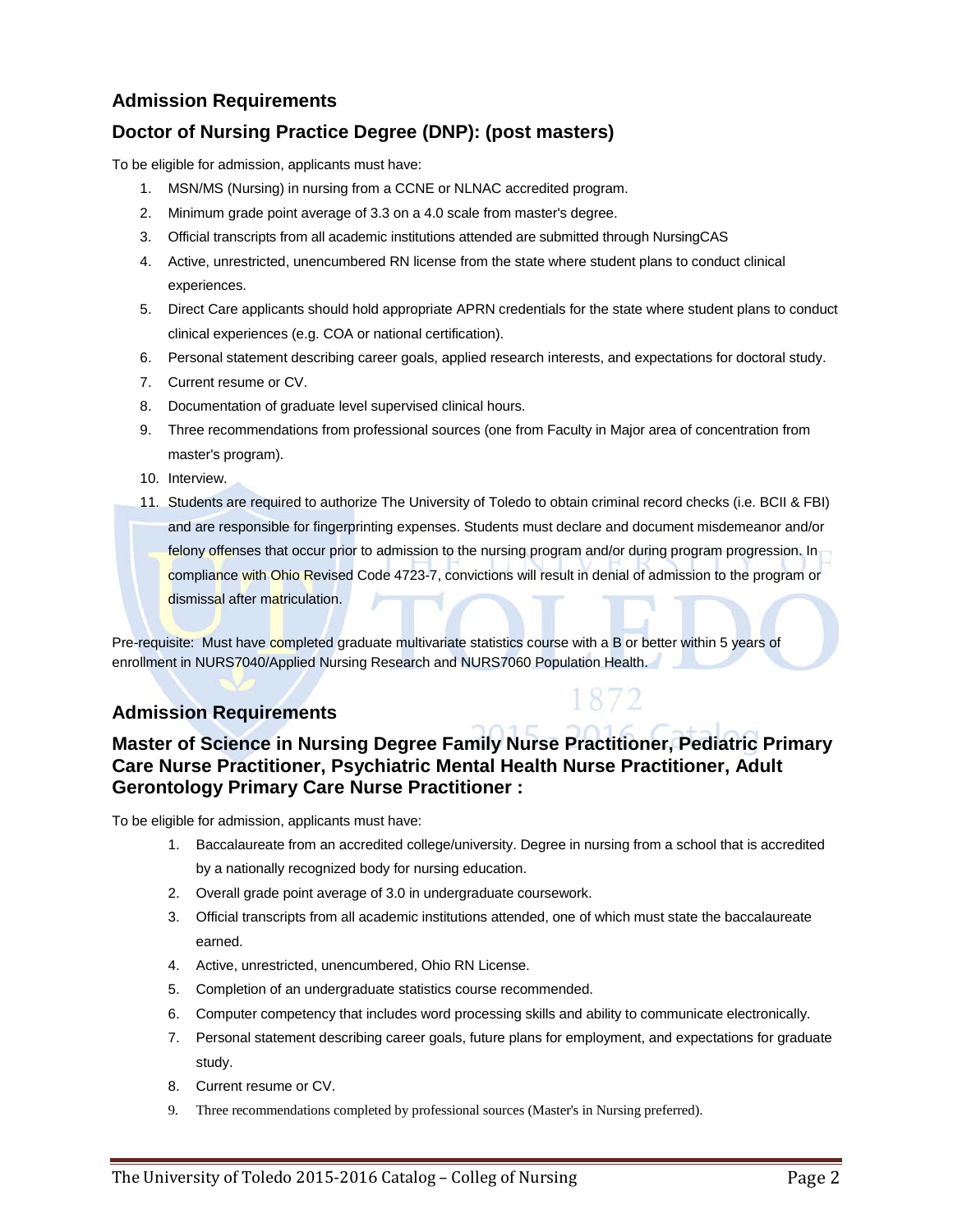## Admission Requirements

## Doctor of Nursing Practice Degree (DNP): (post masters)

To be eligible for admission, applicants must have:

1. MSN/MS (Nursing) in nursing from a CCNE or NLNAC accredited program.
2. Minimum grade point average of 3.3 on a 4.0 scale from master's degree.
3. Official transcripts from all academic institutions attended are submitted through NursingCAS
4. Active, unrestricted, unencumbered RN license from the state where student plans to conduct clinical experiences.
5. Direct Care applicants should hold appropriate APRN credentials for the state where student plans to conduct clinical experiences (e.g. COA or national certification).
6. Personal statement describing career goals, applied research interests, and expectations for doctoral study.
7. Current resume or CV.
8. Documentation of graduate level supervised clinical hours.
9. Three recommendations from professional sources (one from Faculty in Major area of concentration from master's program).
10. Interview.
11. Students are required to authorize The University of Toledo to obtain criminal record checks (i.e. BCII & FBI) and are responsible for fingerprinting expenses. Students must declare and document misdemeanor and/or felony offenses that occur prior to admission to the nursing program and/or during program progression. In compliance with Ohio Revised Code 4723-7, convictions will result in denial of admission to the program or dismissal after matriculation.

Pre-requisite: Must have completed graduate multivariate statistics course with a B or better within 5 years of enrollment in NURS7040/Applied Nursing Research and NURS7060 Population Health.

## Admission Requirements

## Master of Science in Nursing Degree Family Nurse Practitioner, Pediatric Primary Care Nurse Practitioner, Psychiatric Mental Health Nurse Practitioner, Adult Gerontology Primary Care Nurse Practitioner :

To be eligible for admission, applicants must have:

1. Baccalaureate from an accredited college/university. Degree in nursing from a school that is accredited by a nationally recognized body for nursing education.
2. Overall grade point average of 3.0 in undergraduate coursework.
3. Official transcripts from all academic institutions attended, one of which must state the baccalaureate earned.
4. Active, unrestricted, unencumbered, Ohio RN License.
5. Completion of an undergraduate statistics course recommended.
6. Computer competency that includes word processing skills and ability to communicate electronically.
7. Personal statement describing career goals, future plans for employment, and expectations for graduate study.
8. Current resume or CV.
9. Three recommendations completed by professional sources (Master's in Nursing preferred).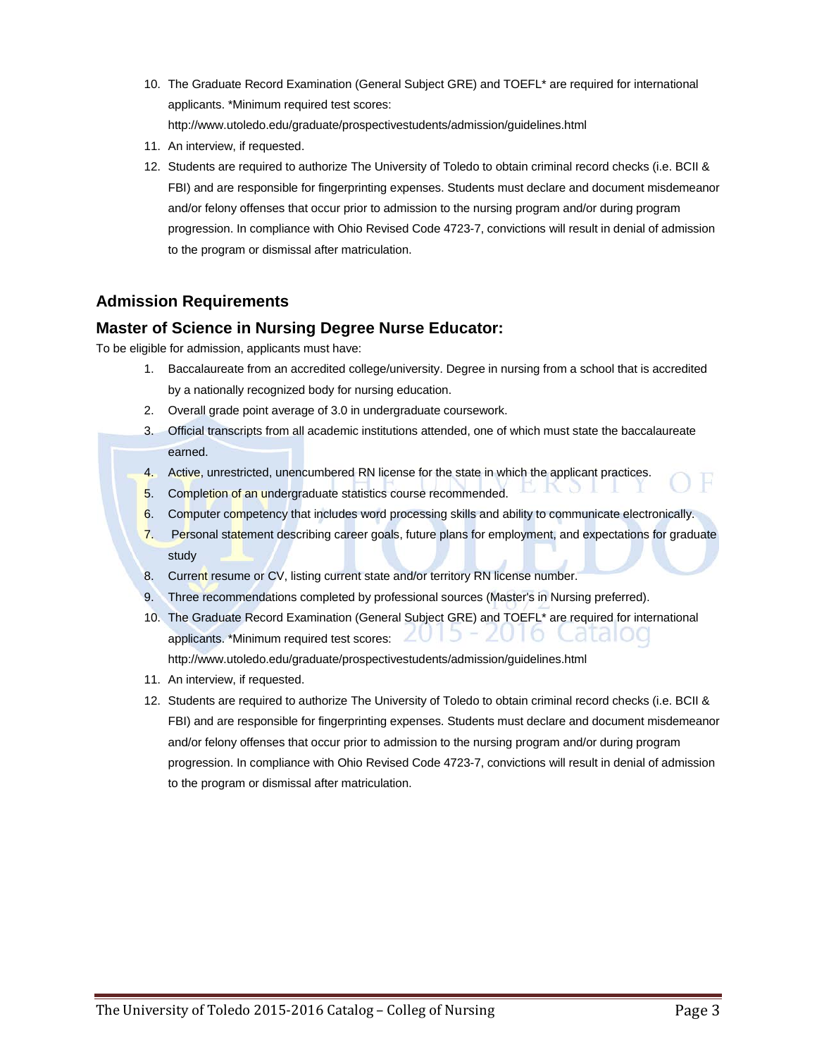10. The Graduate Record Examination (General Subject GRE) and TOEFL* are required for international applicants. *Minimum required test scores: http://www.utoledo.edu/graduate/prospectivestudents/admission/guidelines.html
11. An interview, if requested.
12. Students are required to authorize The University of Toledo to obtain criminal record checks (i.e. BCII & FBI) and are responsible for fingerprinting expenses. Students must declare and document misdemeanor and/or felony offenses that occur prior to admission to the nursing program and/or during program progression. In compliance with Ohio Revised Code 4723-7, convictions will result in denial of admission to the program or dismissal after matriculation.

## Admission Requirements

## Master of Science in Nursing Degree Nurse Educator:

To be eligible for admission, applicants must have:

1. Baccalaureate from an accredited college/university. Degree in nursing from a school that is accredited by a nationally recognized body for nursing education.
2. Overall grade point average of 3.0 in undergraduate coursework.
3. Official transcripts from all academic institutions attended, one of which must state the baccalaureate earned.
4. Active, unrestricted, unencumbered RN license for the state in which the applicant practices.
5. Completion of an undergraduate statistics course recommended.
6. Computer competency that includes word processing skills and ability to communicate electronically.
7. Personal statement describing career goals, future plans for employment, and expectations for graduate study
8. Current resume or CV, listing current state and/or territory RN license number.
9. Three recommendations completed by professional sources (Master's in Nursing preferred).
10. The Graduate Record Examination (General Subject GRE) and TOEFL* are required for international applicants. *Minimum required test scores: http://www.utoledo.edu/graduate/prospectivestudents/admission/guidelines.html
11. An interview, if requested.
12. Students are required to authorize The University of Toledo to obtain criminal record checks (i.e. BCII & FBI) and are responsible for fingerprinting expenses. Students must declare and document misdemeanor and/or felony offenses that occur prior to admission to the nursing program and/or during program progression. In compliance with Ohio Revised Code 4723-7, convictions will result in denial of admission to the program or dismissal after matriculation.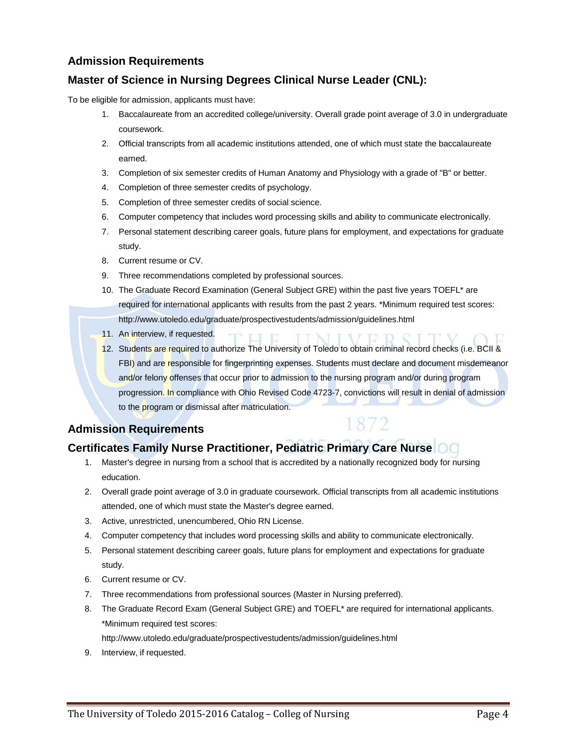## Admission Requirements

## Master of Science in Nursing Degrees Clinical Nurse Leader (CNL):

To be eligible for admission, applicants must have:

1. Baccalaureate from an accredited college/university. Overall grade point average of 3.0 in undergraduate coursework.
2. Official transcripts from all academic institutions attended, one of which must state the baccalaureate earned.
3. Completion of six semester credits of Human Anatomy and Physiology with a grade of "B" or better.
4. Completion of three semester credits of psychology.
5. Completion of three semester credits of social science.
6. Computer competency that includes word processing skills and ability to communicate electronically.
7. Personal statement describing career goals, future plans for employment, and expectations for graduate study.
8. Current resume or CV.
9. Three recommendations completed by professional sources.
10. The Graduate Record Examination (General Subject GRE) within the past five years TOEFL* are required for international applicants with results from the past 2 years. *Minimum required test scores: http://www.utoledo.edu/graduate/prospectivestudents/admission/guidelines.html
11. An interview, if requested.
12. Students are required to authorize The University of Toledo to obtain criminal record checks (i.e. BCII & FBI) and are responsible for fingerprinting expenses. Students must declare and document misdemeanor and/or felony offenses that occur prior to admission to the nursing program and/or during program progression. In compliance with Ohio Revised Code 4723-7, convictions will result in denial of admission to the program or dismissal after matriculation.

## Admission Requirements

## Certificates Family Nurse Practitioner, Pediatric Primary Care Nurse

1. Master's degree in nursing from a school that is accredited by a nationally recognized body for nursing education.
2. Overall grade point average of 3.0 in graduate coursework. Official transcripts from all academic institutions attended, one of which must state the Master's degree earned.
3. Active, unrestricted, unencumbered, Ohio RN License.
4. Computer competency that includes word processing skills and ability to communicate electronically.
5. Personal statement describing career goals, future plans for employment and expectations for graduate study.
6. Current resume or CV.
7. Three recommendations from professional sources (Master in Nursing preferred).
8. The Graduate Record Exam (General Subject GRE) and TOEFL* are required for international applicants. *Minimum required test scores: http://www.utoledo.edu/graduate/prospectivestudents/admission/guidelines.html
9. Interview, if requested.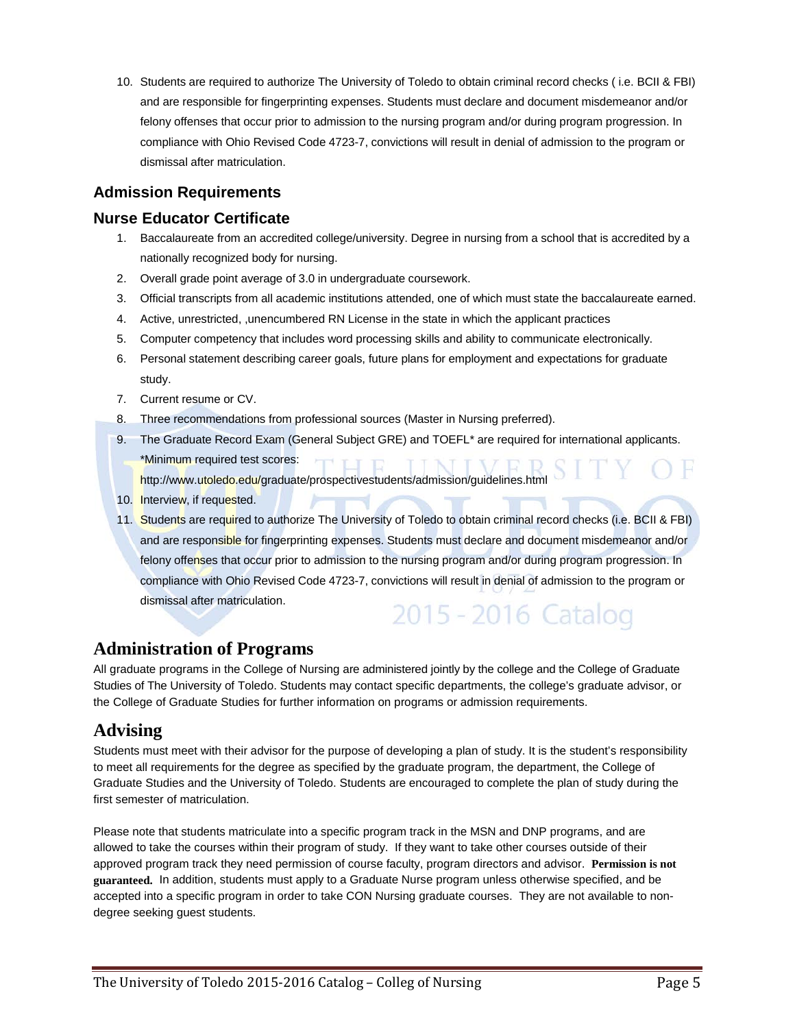10. Students are required to authorize The University of Toledo to obtain criminal record checks ( i.e. BCII & FBI) and are responsible for fingerprinting expenses. Students must declare and document misdemeanor and/or felony offenses that occur prior to admission to the nursing program and/or during program progression. In compliance with Ohio Revised Code 4723-7, convictions will result in denial of admission to the program or dismissal after matriculation.

### Admission Requirements

### Nurse Educator Certificate

1. Baccalaureate from an accredited college/university. Degree in nursing from a school that is accredited by a nationally recognized body for nursing.
2. Overall grade point average of 3.0 in undergraduate coursework.
3. Official transcripts from all academic institutions attended, one of which must state the baccalaureate earned.
4. Active, unrestricted, ,unencumbered RN License in the state in which the applicant practices
5. Computer competency that includes word processing skills and ability to communicate electronically.
6. Personal statement describing career goals, future plans for employment and expectations for graduate study.
7. Current resume or CV.
8. Three recommendations from professional sources (Master in Nursing preferred).
9. The Graduate Record Exam (General Subject GRE) and TOEFL* are required for international applicants. *Minimum required test scores: http://www.utoledo.edu/graduate/prospectivestudents/admission/guidelines.html
10. Interview, if requested.
11. Students are required to authorize The University of Toledo to obtain criminal record checks (i.e. BCII & FBI) and are responsible for fingerprinting expenses. Students must declare and document misdemeanor and/or felony offenses that occur prior to admission to the nursing program and/or during program progression. In compliance with Ohio Revised Code 4723-7, convictions will result in denial of admission to the program or dismissal after matriculation.

## Administration of Programs

All graduate programs in the College of Nursing are administered jointly by the college and the College of Graduate Studies of The University of Toledo. Students may contact specific departments, the college's graduate advisor, or the College of Graduate Studies for further information on programs or admission requirements.

## Advising

Students must meet with their advisor for the purpose of developing a plan of study. It is the student's responsibility to meet all requirements for the degree as specified by the graduate program, the department, the College of Graduate Studies and the University of Toledo. Students are encouraged to complete the plan of study during the first semester of matriculation.

Please note that students matriculate into a specific program track in the MSN and DNP programs, and are allowed to take the courses within their program of study. If they want to take other courses outside of their approved program track they need permission of course faculty, program directors and advisor. **Permission is not guaranteed.** In addition, students must apply to a Graduate Nurse program unless otherwise specified, and be accepted into a specific program in order to take CON Nursing graduate courses. They are not available to non-degree seeking guest students.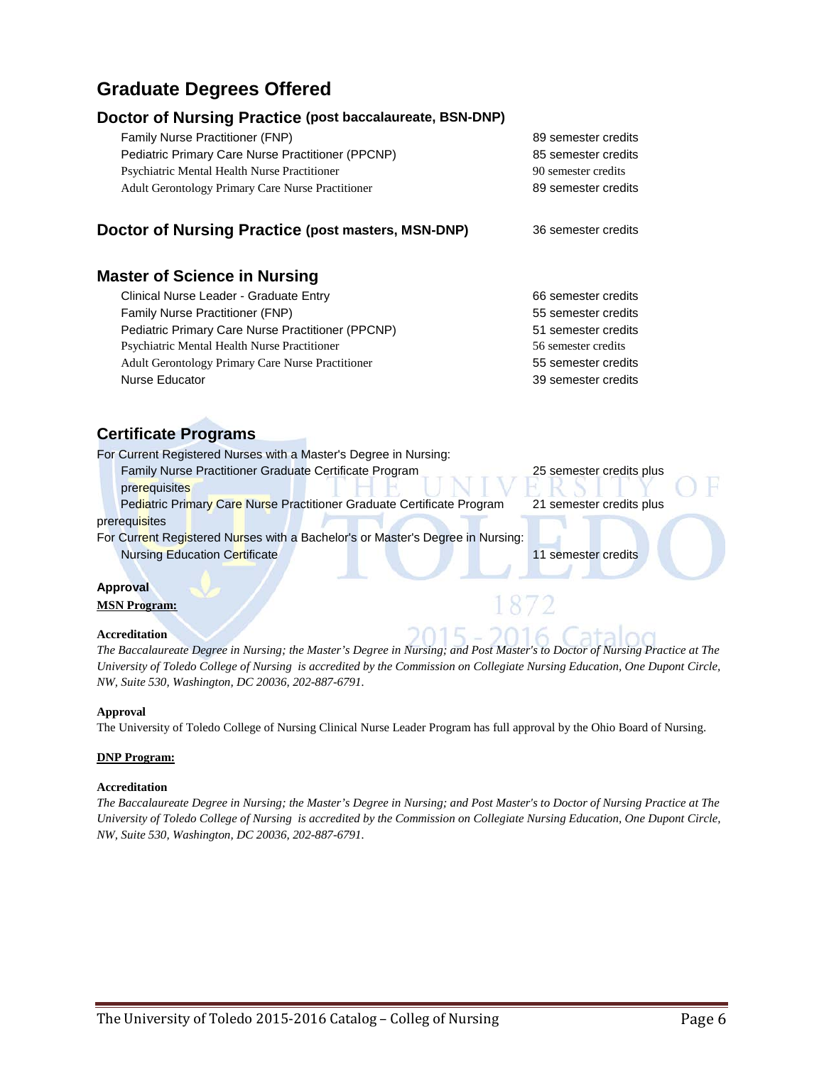## Graduate Degrees Offered

### Doctor of Nursing Practice (post baccalaureate, BSN-DNP)

| Program | Credits |
|---|---|
| Family Nurse Practitioner (FNP) | 89 semester credits |
| Pediatric Primary Care Nurse Practitioner (PPCNP) | 85 semester credits |
| Psychiatric Mental Health Nurse Practitioner | 90 semester credits |
| Adult Gerontology Primary Care Nurse Practitioner | 89 semester credits |

### Doctor of Nursing Practice (post masters, MSN-DNP) — 36 semester credits

### Master of Science in Nursing

| Program | Credits |
|---|---|
| Clinical Nurse Leader - Graduate Entry | 66 semester credits |
| Family Nurse Practitioner (FNP) | 55 semester credits |
| Pediatric Primary Care Nurse Practitioner (PPCNP) | 51 semester credits |
| Psychiatric Mental Health Nurse Practitioner | 56 semester credits |
| Adult Gerontology Primary Care Nurse Practitioner | 55 semester credits |
| Nurse Educator | 39 semester credits |

### Certificate Programs

For Current Registered Nurses with a Master's Degree in Nursing:

| Program | Credits |
|---|---|
| Family Nurse Practitioner Graduate Certificate Program | 25 semester credits plus prerequisites |
| Pediatric Primary Care Nurse Practitioner Graduate Certificate Program | 21 semester credits plus prerequisites |

For Current Registered Nurses with a Bachelor's or Master's Degree in Nursing:

| Program | Credits |
|---|---|
| Nursing Education Certificate | 11 semester credits |

**Approval**

**MSN Program:**

**Accreditation**

*The Baccalaureate Degree in Nursing; the Master's Degree in Nursing; and Post Master's to Doctor of Nursing Practice at The University of Toledo College of Nursing is accredited by the Commission on Collegiate Nursing Education, One Dupont Circle, NW, Suite 530, Washington, DC 20036, 202-887-6791.*

**Approval**

The University of Toledo College of Nursing Clinical Nurse Leader Program has full approval by the Ohio Board of Nursing.

**DNP Program:**

**Accreditation**

*The Baccalaureate Degree in Nursing; the Master's Degree in Nursing; and Post Master's to Doctor of Nursing Practice at The University of Toledo College of Nursing is accredited by the Commission on Collegiate Nursing Education, One Dupont Circle, NW, Suite 530, Washington, DC 20036, 202-887-6791.*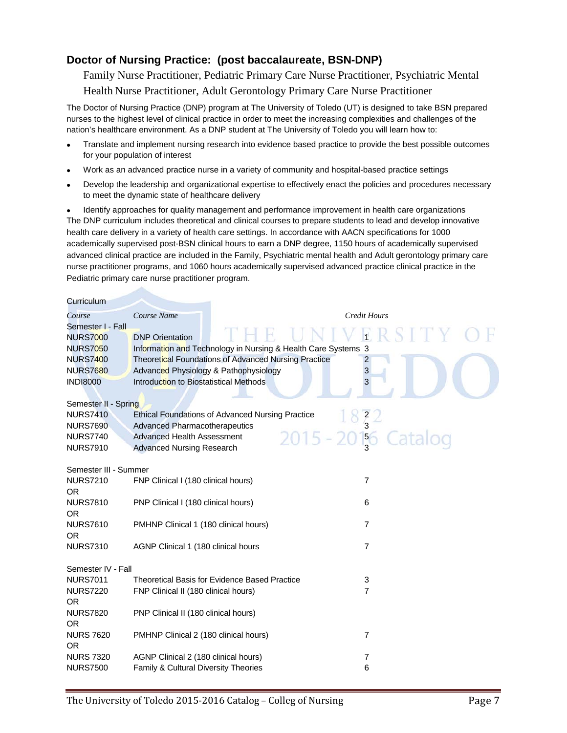## Doctor of Nursing Practice: (post baccalaureate, BSN-DNP)

Family Nurse Practitioner, Pediatric Primary Care Nurse Practitioner, Psychiatric Mental Health Nurse Practitioner, Adult Gerontology Primary Care Nurse Practitioner

The Doctor of Nursing Practice (DNP) program at The University of Toledo (UT) is designed to take BSN prepared nurses to the highest level of clinical practice in order to meet the increasing complexities and challenges of the nation's healthcare environment. As a DNP student at The University of Toledo you will learn how to:

- Translate and implement nursing research into evidence based practice to provide the best possible outcomes for your population of interest
- Work as an advanced practice nurse in a variety of community and hospital-based practice settings
- Develop the leadership and organizational expertise to effectively enact the policies and procedures necessary to meet the dynamic state of healthcare delivery
- Identify approaches for quality management and performance improvement in health care organizations

The DNP curriculum includes theoretical and clinical courses to prepare students to lead and develop innovative health care delivery in a variety of health care settings. In accordance with AACN specifications for 1000 academically supervised post-BSN clinical hours to earn a DNP degree, 1150 hours of academically supervised advanced clinical practice are included in the Family, Psychiatric mental health and Adult gerontology primary care nurse practitioner programs, and 1060 hours academically supervised advanced practice clinical practice in the Pediatric primary care nurse practitioner program.

Curriculum

| *Course* | *Course Name* | *Credit Hours* |
|---|---|---|
| Semester I - Fall | | |
| NURS7000 | DNP Orientation | 1 |
| NURS7050 | Information and Technology in Nursing & Health Care Systems | 3 |
| NURS7400 | Theoretical Foundations of Advanced Nursing Practice | 2 |
| NURS7680 | Advanced Physiology & Pathophysiology | 3 |
| INDI8000 | Introduction to Biostatistical Methods | 3 |
| Semester II - Spring | | |
| NURS7410 | Ethical Foundations of Advanced Nursing Practice | 2 |
| NURS7690 | Advanced Pharmacotherapeutics | 3 |
| NURS7740 | Advanced Health Assessment | 5 |
| NURS7910 | Advanced Nursing Research | 3 |
| Semester III - Summer | | |
| NURS7210 | FNP Clinical I (180 clinical hours) | 7 |
| OR | | |
| NURS7810 | PNP Clinical I (180 clinical hours) | 6 |
| OR | | |
| NURS7610 | PMHNP Clinical 1 (180 clinical hours) | 7 |
| OR | | |
| NURS7310 | AGNP Clinical 1 (180 clinical hours | 7 |
| Semester IV - Fall | | |
| NURS7011 | Theoretical Basis for Evidence Based Practice | 3 |
| NURS7220 | FNP Clinical II (180 clinical hours) | 7 |
| OR | | |
| NURS7820 | PNP Clinical II (180 clinical hours) | |
| OR | | |
| NURS 7620 | PMHNP Clinical 2 (180 clinical hours) | 7 |
| OR | | |
| NURS 7320 | AGNP Clinical 2 (180 clinical hours) | 7 |
| NURS7500 | Family & Cultural Diversity Theories | 6 |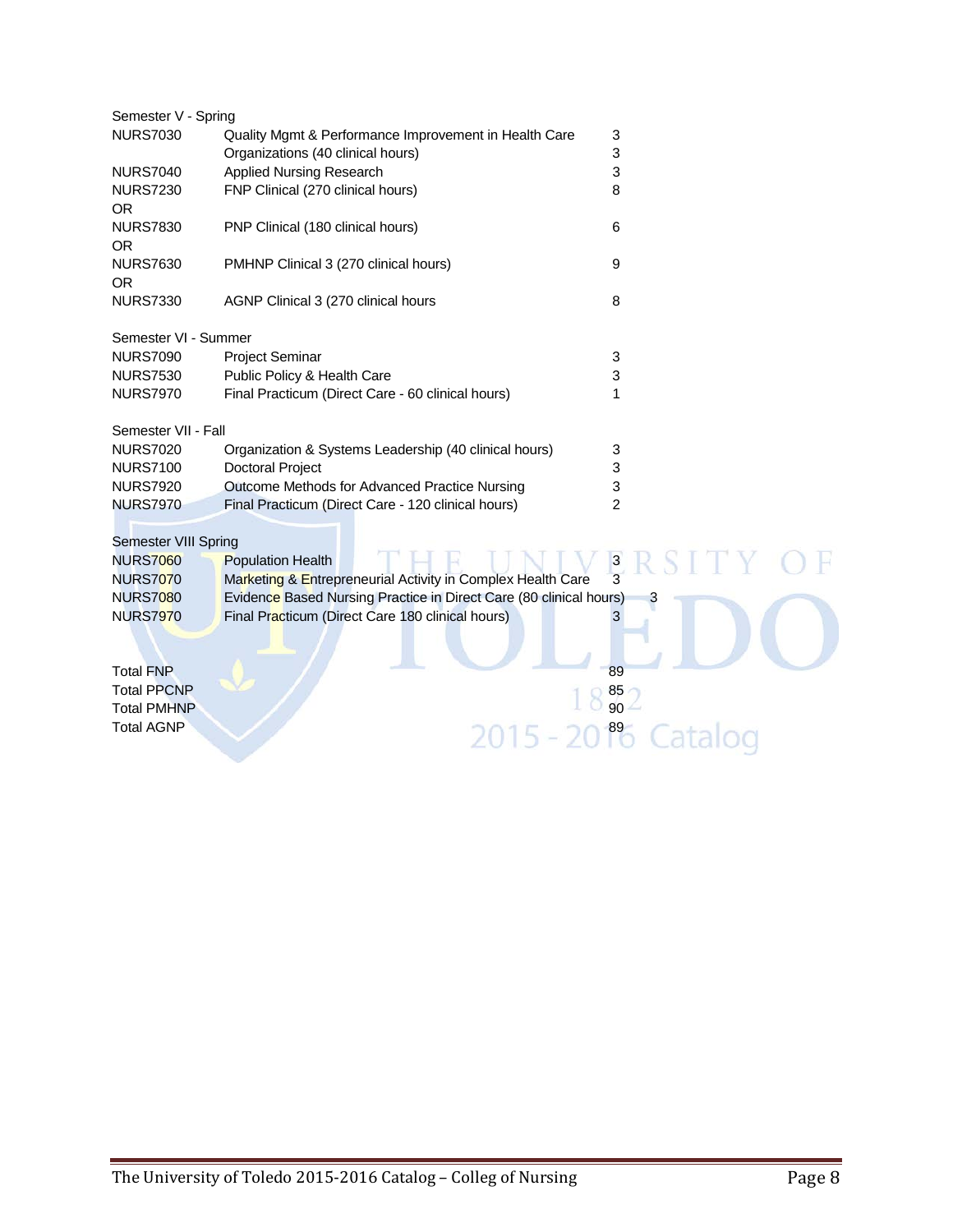Semester V - Spring

| | | |
|---|---|---|
| NURS7030 | Quality Mgmt & Performance Improvement in Health Care Organizations (40 clinical hours) | 3 3 |
| NURS7040 | Applied Nursing Research | 3 |
| NURS7230 | FNP Clinical (270 clinical hours) | 8 |
| OR | | |
| NURS7830 | PNP Clinical (180 clinical hours) | 6 |
| OR | | |
| NURS7630 | PMHNP Clinical 3 (270 clinical hours) | 9 |
| OR | | |
| NURS7330 | AGNP Clinical 3 (270 clinical hours | 8 |

Semester VI - Summer

| | | |
|---|---|---|
| NURS7090 | Project Seminar | 3 |
| NURS7530 | Public Policy & Health Care | 3 |
| NURS7970 | Final Practicum (Direct Care - 60 clinical hours) | 1 |

Semester VII - Fall

| | | |
|---|---|---|
| NURS7020 | Organization & Systems Leadership (40 clinical hours) | 3 |
| NURS7100 | Doctoral Project | 3 |
| NURS7920 | Outcome Methods for Advanced Practice Nursing | 3 |
| NURS7970 | Final Practicum (Direct Care - 120 clinical hours) | 2 |

Semester VIII Spring

| | | |
|---|---|---|
| NURS7060 | Population Health | 3 |
| NURS7070 | Marketing & Entrepreneurial Activity in Complex Health Care | 3 |
| NURS7080 | Evidence Based Nursing Practice in Direct Care (80 clinical hours) | 3 |
| NURS7970 | Final Practicum (Direct Care 180 clinical hours) | 3 |

| | |
|---|---|
| Total FNP | 89 |
| Total PPCNP | 85 |
| Total PMHNP | 90 |
| Total AGNP | 89 |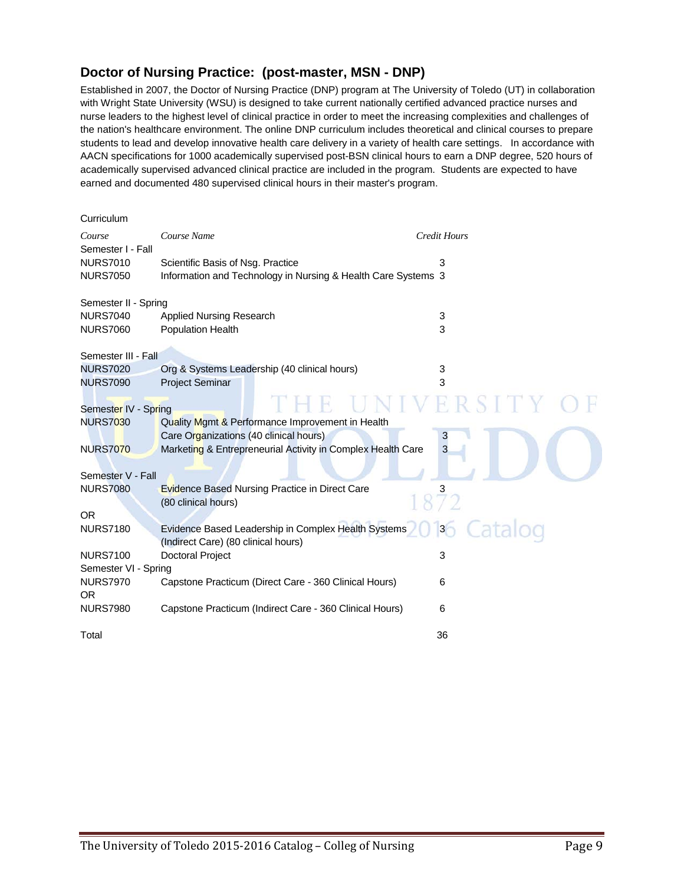## Doctor of Nursing Practice: (post-master, MSN - DNP)

Established in 2007, the Doctor of Nursing Practice (DNP) program at The University of Toledo (UT) in collaboration with Wright State University (WSU) is designed to take current nationally certified advanced practice nurses and nurse leaders to the highest level of clinical practice in order to meet the increasing complexities and challenges of the nation's healthcare environment. The online DNP curriculum includes theoretical and clinical courses to prepare students to lead and develop innovative health care delivery in a variety of health care settings. In accordance with AACN specifications for 1000 academically supervised post-BSN clinical hours to earn a DNP degree, 520 hours of academically supervised advanced clinical practice are included in the program. Students are expected to have earned and documented 480 supervised clinical hours in their master's program.

Curriculum

| *Course* | *Course Name* | *Credit Hours* |
|---|---|---|
| Semester I - Fall | | |
| NURS7010 | Scientific Basis of Nsg. Practice | 3 |
| NURS7050 | Information and Technology in Nursing & Health Care Systems | 3 |
| Semester II - Spring | | |
| NURS7040 | Applied Nursing Research | 3 |
| NURS7060 | Population Health | 3 |
| Semester III - Fall | | |
| NURS7020 | Org & Systems Leadership (40 clinical hours) | 3 |
| NURS7090 | Project Seminar | 3 |
| Semester IV - Spring | | |
| NURS7030 | Quality Mgmt & Performance Improvement in Health Care Organizations (40 clinical hours) | 3 |
| NURS7070 | Marketing & Entrepreneurial Activity in Complex Health Care | 3 |
| Semester V - Fall | | |
| NURS7080 | Evidence Based Nursing Practice in Direct Care (80 clinical hours) | 3 |
| OR | | |
| NURS7180 | Evidence Based Leadership in Complex Health Systems (Indirect Care) (80 clinical hours) | 3 |
| NURS7100 | Doctoral Project | 3 |
| Semester VI - Spring | | |
| NURS7970 | Capstone Practicum (Direct Care - 360 Clinical Hours) | 6 |
| OR | | |
| NURS7980 | Capstone Practicum (Indirect Care - 360 Clinical Hours) | 6 |
| Total | | 36 |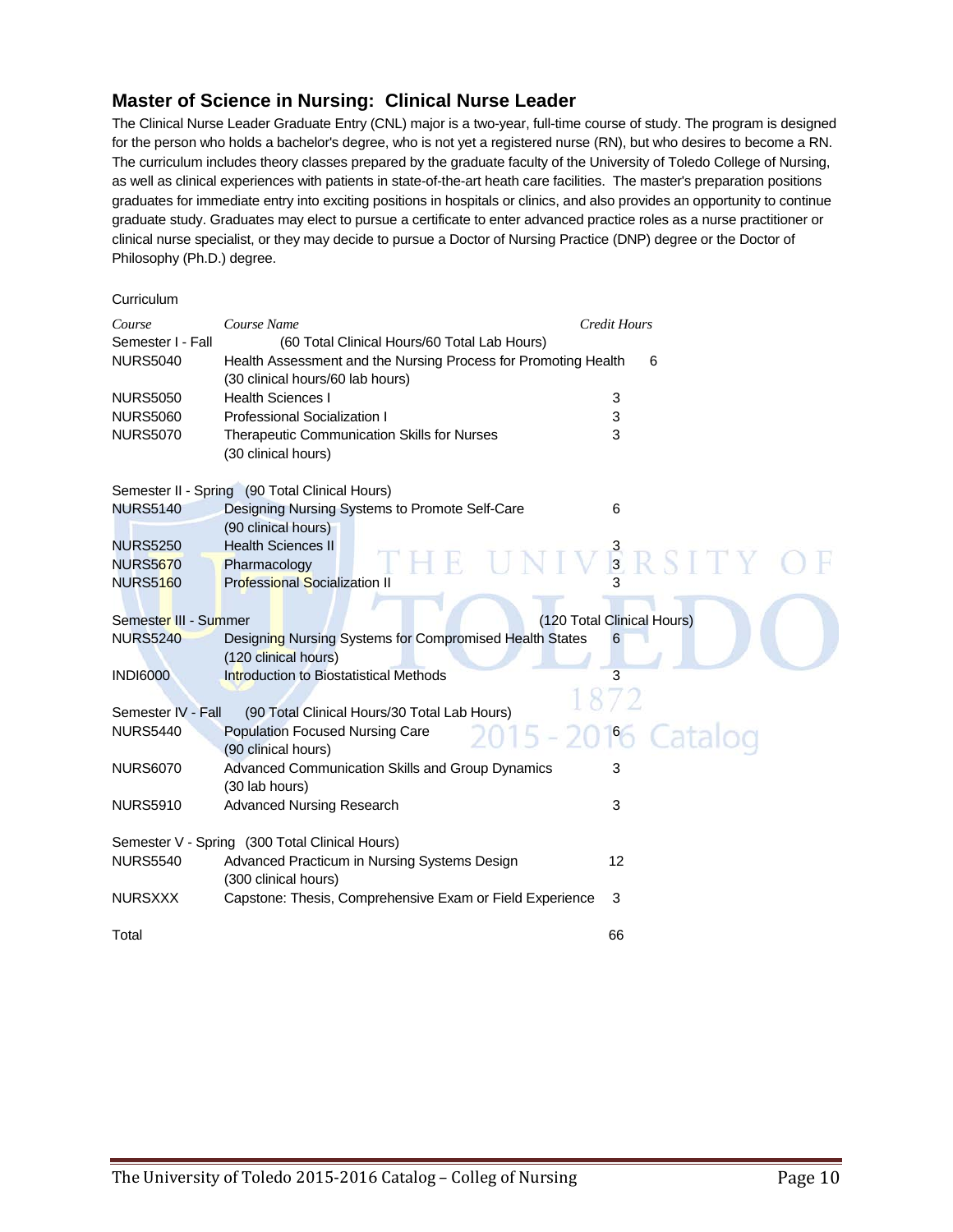## Master of Science in Nursing: Clinical Nurse Leader

The Clinical Nurse Leader Graduate Entry (CNL) major is a two-year, full-time course of study. The program is designed for the person who holds a bachelor's degree, who is not yet a registered nurse (RN), but who desires to become a RN. The curriculum includes theory classes prepared by the graduate faculty of the University of Toledo College of Nursing, as well as clinical experiences with patients in state-of-the-art heath care facilities. The master's preparation positions graduates for immediate entry into exciting positions in hospitals or clinics, and also provides an opportunity to continue graduate study. Graduates may elect to pursue a certificate to enter advanced practice roles as a nurse practitioner or clinical nurse specialist, or they may decide to pursue a Doctor of Nursing Practice (DNP) degree or the Doctor of Philosophy (Ph.D.) degree.

Curriculum

| *Course* | *Course Name* | *Credit Hours* |
|---|---|---|
| Semester I - Fall | (60 Total Clinical Hours/60 Total Lab Hours) | |
| NURS5040 | Health Assessment and the Nursing Process for Promoting Health (30 clinical hours/60 lab hours) | 6 |
| NURS5050 | Health Sciences I | 3 |
| NURS5060 | Professional Socialization I | 3 |
| NURS5070 | Therapeutic Communication Skills for Nurses (30 clinical hours) | 3 |
| Semester II - Spring | (90 Total Clinical Hours) | |
| NURS5140 | Designing Nursing Systems to Promote Self-Care (90 clinical hours) | 6 |
| NURS5250 | Health Sciences II | 3 |
| NURS5670 | Pharmacology | 3 |
| NURS5160 | Professional Socialization II | 3 |
| Semester III - Summer | (120 Total Clinical Hours) | |
| NURS5240 | Designing Nursing Systems for Compromised Health States (120 clinical hours) | 6 |
| INDI6000 | Introduction to Biostatistical Methods | 3 |
| Semester IV - Fall | (90 Total Clinical Hours/30 Total Lab Hours) | |
| NURS5440 | Population Focused Nursing Care (90 clinical hours) | 6 |
| NURS6070 | Advanced Communication Skills and Group Dynamics (30 lab hours) | 3 |
| NURS5910 | Advanced Nursing Research | 3 |
| Semester V - Spring | (300 Total Clinical Hours) | |
| NURS5540 | Advanced Practicum in Nursing Systems Design (300 clinical hours) | 12 |
| NURSXXX | Capstone: Thesis, Comprehensive Exam or Field Experience | 3 |
| Total | | 66 |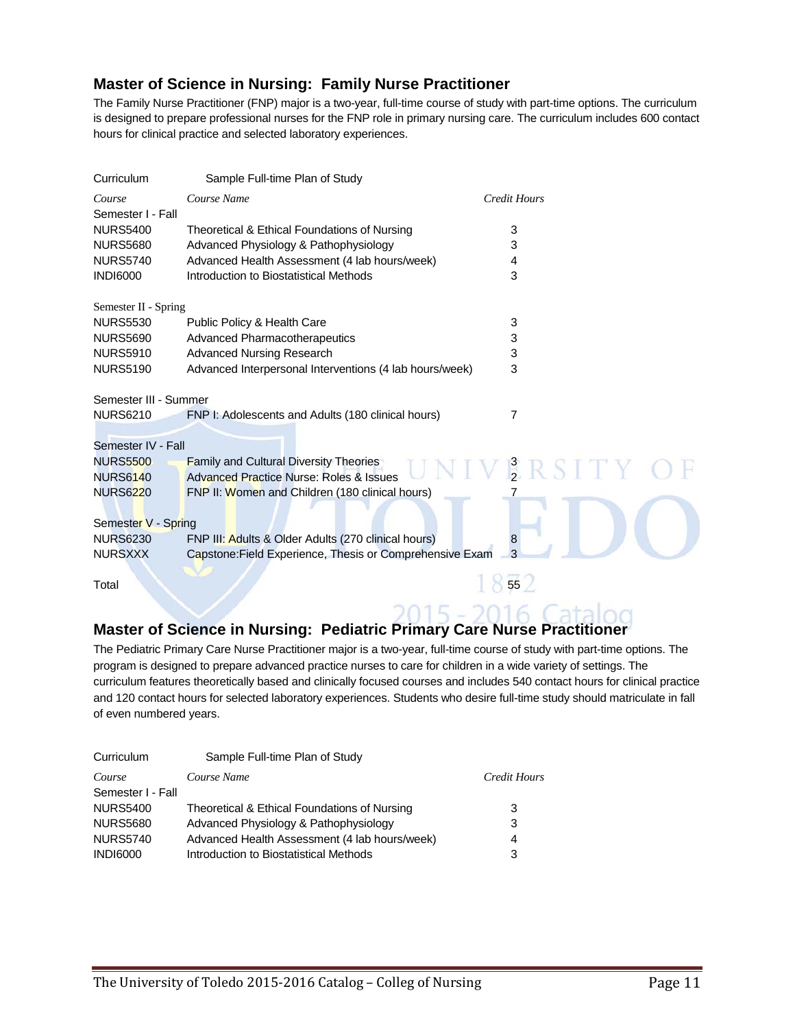## Master of Science in Nursing: Family Nurse Practitioner

The Family Nurse Practitioner (FNP) major is a two-year, full-time course of study with part-time options. The curriculum is designed to prepare professional nurses for the FNP role in primary nursing care. The curriculum includes 600 contact hours for clinical practice and selected laboratory experiences.

Curriculum — Sample Full-time Plan of Study

| *Course* | *Course Name* | *Credit Hours* |
|---|---|---|
| Semester I - Fall | | |
| NURS5400 | Theoretical & Ethical Foundations of Nursing | 3 |
| NURS5680 | Advanced Physiology & Pathophysiology | 3 |
| NURS5740 | Advanced Health Assessment (4 lab hours/week) | 4 |
| INDI6000 | Introduction to Biostatistical Methods | 3 |
| Semester II - Spring | | |
| NURS5530 | Public Policy & Health Care | 3 |
| NURS5690 | Advanced Pharmacotherapeutics | 3 |
| NURS5910 | Advanced Nursing Research | 3 |
| NURS5190 | Advanced Interpersonal Interventions (4 lab hours/week) | 3 |
| Semester III - Summer | | |
| NURS6210 | FNP I: Adolescents and Adults (180 clinical hours) | 7 |
| Semester IV - Fall | | |
| NURS5500 | Family and Cultural Diversity Theories | 3 |
| NURS6140 | Advanced Practice Nurse: Roles & Issues | 2 |
| NURS6220 | FNP II: Women and Children (180 clinical hours) | 7 |
| Semester V - Spring | | |
| NURS6230 | FNP III: Adults & Older Adults (270 clinical hours) | 8 |
| NURSXXX | Capstone:Field Experience, Thesis or Comprehensive Exam | 3 |
| Total | | 55 |

## Master of Science in Nursing: Pediatric Primary Care Nurse Practitioner

The Pediatric Primary Care Nurse Practitioner major is a two-year, full-time course of study with part-time options. The program is designed to prepare advanced practice nurses to care for children in a wide variety of settings. The curriculum features theoretically based and clinically focused courses and includes 540 contact hours for clinical practice and 120 contact hours for selected laboratory experiences. Students who desire full-time study should matriculate in fall of even numbered years.

Curriculum — Sample Full-time Plan of Study

| *Course* | *Course Name* | *Credit Hours* |
|---|---|---|
| Semester I - Fall | | |
| NURS5400 | Theoretical & Ethical Foundations of Nursing | 3 |
| NURS5680 | Advanced Physiology & Pathophysiology | 3 |
| NURS5740 | Advanced Health Assessment (4 lab hours/week) | 4 |
| INDI6000 | Introduction to Biostatistical Methods | 3 |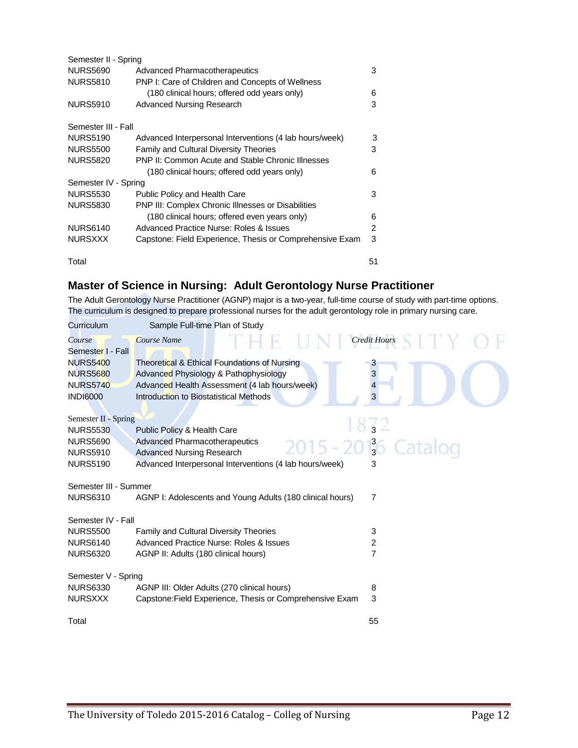| | | |
|---|---|---|
| Semester II - Spring | | |
| NURS5690 | Advanced Pharmacotherapeutics | 3 |
| NURS5810 | PNP I: Care of Children and Concepts of Wellness (180 clinical hours; offered odd years only) | 6 |
| NURS5910 | Advanced Nursing Research | 3 |
| Semester III - Fall | | |
| NURS5190 | Advanced Interpersonal Interventions (4 lab hours/week) | 3 |
| NURS5500 | Family and Cultural Diversity Theories | 3 |
| NURS5820 | PNP II: Common Acute and Stable Chronic Illnesses (180 clinical hours; offered odd years only) | 6 |
| Semester IV - Spring | | |
| NURS5530 | Public Policy and Health Care | 3 |
| NURS5830 | PNP III: Complex Chronic Illnesses or Disabilities (180 clinical hours; offered even years only) | 6 |
| NURS6140 | Advanced Practice Nurse: Roles & Issues | 2 |
| NURSXXX | Capstone: Field Experience, Thesis or Comprehensive Exam | 3 |
| Total | | 51 |

## Master of Science in Nursing: Adult Gerontology Nurse Practitioner

The Adult Gerontology Nurse Practitioner (AGNP) major is a two-year, full-time course of study with part-time options. The curriculum is designed to prepare professional nurses for the adult gerontology role in primary nursing care.

Curriculum Sample Full-time Plan of Study

| *Course* | *Course Name* | *Credit Hours* |
|---|---|---|
| Semester I - Fall | | |
| NURS5400 | Theoretical & Ethical Foundations of Nursing | 3 |
| NURS5680 | Advanced Physiology & Pathophysiology | 3 |
| NURS5740 | Advanced Health Assessment (4 lab hours/week) | 4 |
| INDI6000 | Introduction to Biostatistical Methods | 3 |
| Semester II - Spring | | |
| NURS5530 | Public Policy & Health Care | 3 |
| NURS5690 | Advanced Pharmacotherapeutics | 3 |
| NURS5910 | Advanced Nursing Research | 3 |
| NURS5190 | Advanced Interpersonal Interventions (4 lab hours/week) | 3 |
| Semester III - Summer | | |
| NURS6310 | AGNP I: Adolescents and Young Adults (180 clinical hours) | 7 |
| Semester IV - Fall | | |
| NURS5500 | Family and Cultural Diversity Theories | 3 |
| NURS6140 | Advanced Practice Nurse: Roles & Issues | 2 |
| NURS6320 | AGNP II: Adults (180 clinical hours) | 7 |
| Semester V - Spring | | |
| NURS6330 | AGNP III: Older Adults (270 clinical hours) | 8 |
| NURSXXX | Capstone:Field Experience, Thesis or Comprehensive Exam | 3 |
| Total | | 55 |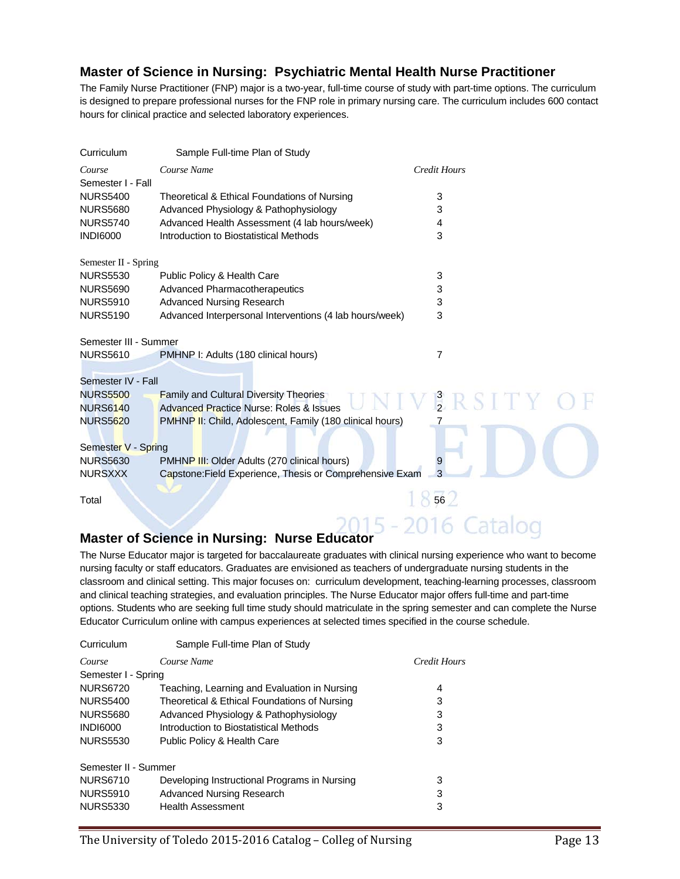## Master of Science in Nursing: Psychiatric Mental Health Nurse Practitioner

The Family Nurse Practitioner (FNP) major is a two-year, full-time course of study with part-time options. The curriculum is designed to prepare professional nurses for the FNP role in primary nursing care. The curriculum includes 600 contact hours for clinical practice and selected laboratory experiences.

Curriculum Sample Full-time Plan of Study

| *Course* | *Course Name* | *Credit Hours* |
|---|---|---|
| Semester I - Fall | | |
| NURS5400 | Theoretical & Ethical Foundations of Nursing | 3 |
| NURS5680 | Advanced Physiology & Pathophysiology | 3 |
| NURS5740 | Advanced Health Assessment (4 lab hours/week) | 4 |
| INDI6000 | Introduction to Biostatistical Methods | 3 |
| Semester II - Spring | | |
| NURS5530 | Public Policy & Health Care | 3 |
| NURS5690 | Advanced Pharmacotherapeutics | 3 |
| NURS5910 | Advanced Nursing Research | 3 |
| NURS5190 | Advanced Interpersonal Interventions (4 lab hours/week) | 3 |
| Semester III - Summer | | |
| NURS5610 | PMHNP I: Adults (180 clinical hours) | 7 |
| Semester IV - Fall | | |
| NURS5500 | Family and Cultural Diversity Theories | 3 |
| NURS6140 | Advanced Practice Nurse: Roles & Issues | 2 |
| NURS5620 | PMHNP II: Child, Adolescent, Family (180 clinical hours) | 7 |
| Semester V - Spring | | |
| NURS5630 | PMHNP III: Older Adults (270 clinical hours) | 9 |
| NURSXXX | Capstone:Field Experience, Thesis or Comprehensive Exam | 3 |
| Total | | 56 |

## Master of Science in Nursing: Nurse Educator

The Nurse Educator major is targeted for baccalaureate graduates with clinical nursing experience who want to become nursing faculty or staff educators. Graduates are envisioned as teachers of undergraduate nursing students in the classroom and clinical setting. This major focuses on: curriculum development, teaching-learning processes, classroom and clinical teaching strategies, and evaluation principles. The Nurse Educator major offers full-time and part-time options. Students who are seeking full time study should matriculate in the spring semester and can complete the Nurse Educator Curriculum online with campus experiences at selected times specified in the course schedule.

Curriculum Sample Full-time Plan of Study

| *Course* | *Course Name* | *Credit Hours* |
|---|---|---|
| Semester I - Spring | | |
| NURS6720 | Teaching, Learning and Evaluation in Nursing | 4 |
| NURS5400 | Theoretical & Ethical Foundations of Nursing | 3 |
| NURS5680 | Advanced Physiology & Pathophysiology | 3 |
| INDI6000 | Introduction to Biostatistical Methods | 3 |
| NURS5530 | Public Policy & Health Care | 3 |
| Semester II - Summer | | |
| NURS6710 | Developing Instructional Programs in Nursing | 3 |
| NURS5910 | Advanced Nursing Research | 3 |
| NURS5330 | Health Assessment | 3 |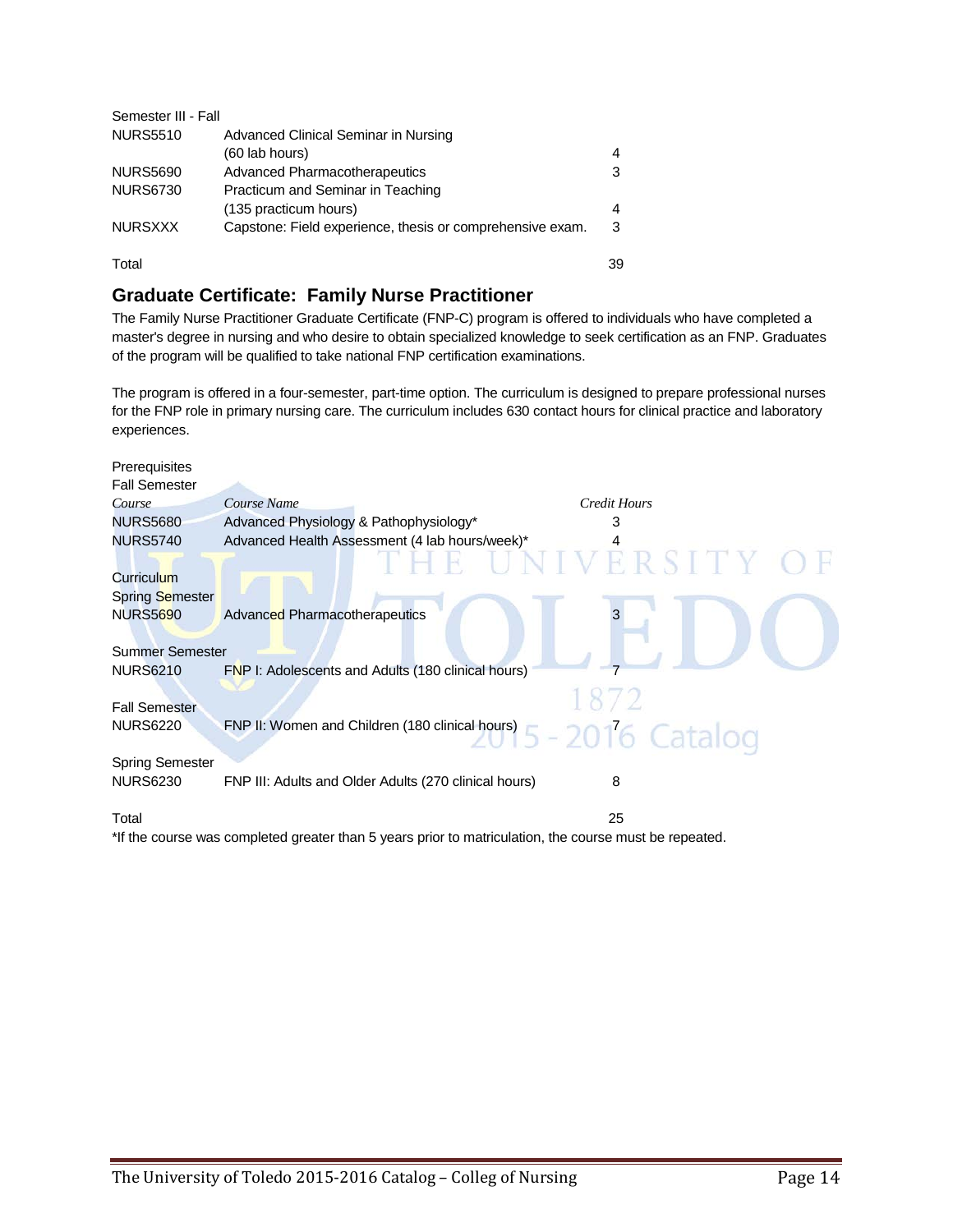Semester III - Fall

| | | |
|---|---|---|
| NURS5510 | Advanced Clinical Seminar in Nursing (60 lab hours) | 4 |
| NURS5690 | Advanced Pharmacotherapeutics | 3 |
| NURS6730 | Practicum and Seminar in Teaching (135 practicum hours) | 4 |
| NURSXXX | Capstone: Field experience, thesis or comprehensive exam. | 3 |
| | | |
| Total | | 39 |

## Graduate Certificate: Family Nurse Practitioner

The Family Nurse Practitioner Graduate Certificate (FNP-C) program is offered to individuals who have completed a master's degree in nursing and who desire to obtain specialized knowledge to seek certification as an FNP. Graduates of the program will be qualified to take national FNP certification examinations.

The program is offered in a four-semester, part-time option. The curriculum is designed to prepare professional nurses for the FNP role in primary nursing care. The curriculum includes 630 contact hours for clinical practice and laboratory experiences.

Prerequisites

Fall Semester

| *Course* | *Course Name* | *Credit Hours* |
|---|---|---|
| NURS5680 | Advanced Physiology & Pathophysiology* | 3 |
| NURS5740 | Advanced Health Assessment (4 lab hours/week)* | 4 |

Curriculum

Spring Semester

| | | |
|---|---|---|
| NURS5690 | Advanced Pharmacotherapeutics | 3 |

Summer Semester

| | | |
|---|---|---|
| NURS6210 | FNP I: Adolescents and Adults (180 clinical hours) | 7 |

Fall Semester

| | | |
|---|---|---|
| NURS6220 | FNP II: Women and Children (180 clinical hours) | 7 |

Spring Semester

| | | |
|---|---|---|
| NURS6230 | FNP III: Adults and Older Adults (270 clinical hours) | 8 |
| | | |
| Total | | 25 |

*If the course was completed greater than 5 years prior to matriculation, the course must be repeated.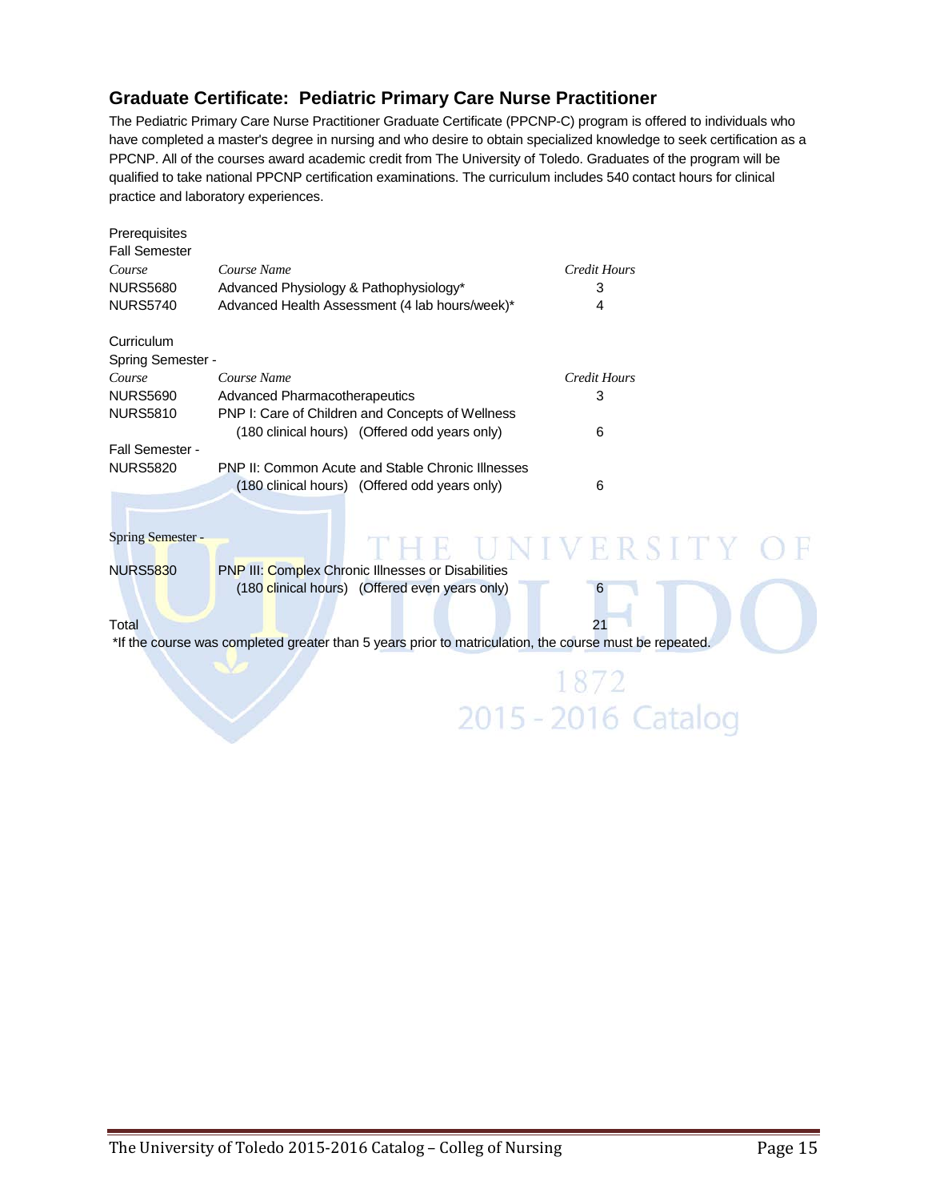## Graduate Certificate: Pediatric Primary Care Nurse Practitioner

The Pediatric Primary Care Nurse Practitioner Graduate Certificate (PPCNP-C) program is offered to individuals who have completed a master's degree in nursing and who desire to obtain specialized knowledge to seek certification as a PPCNP. All of the courses award academic credit from The University of Toledo. Graduates of the program will be qualified to take national PPCNP certification examinations. The curriculum includes 540 contact hours for clinical practice and laboratory experiences.

Prerequisites

Fall Semester

| *Course* | *Course Name* | *Credit Hours* |
|---|---|---|
| NURS5680 | Advanced Physiology & Pathophysiology* | 3 |
| NURS5740 | Advanced Health Assessment (4 lab hours/week)* | 4 |

Curriculum

Spring Semester -

| *Course* | *Course Name* | *Credit Hours* |
|---|---|---|
| NURS5690 | Advanced Pharmacotherapeutics | 3 |
| NURS5810 | PNP I: Care of Children and Concepts of Wellness (180 clinical hours) (Offered odd years only) | 6 |
| **Fall Semester -** | | |
| NURS5820 | PNP II: Common Acute and Stable Chronic Illnesses (180 clinical hours) (Offered odd years only) | 6 |
| **Spring Semester -** | | |
| NURS5830 | PNP III: Complex Chronic Illnesses or Disabilities (180 clinical hours) (Offered even years only) | 6 |
| Total | | 21 |

*If the course was completed greater than 5 years prior to matriculation, the course must be repeated.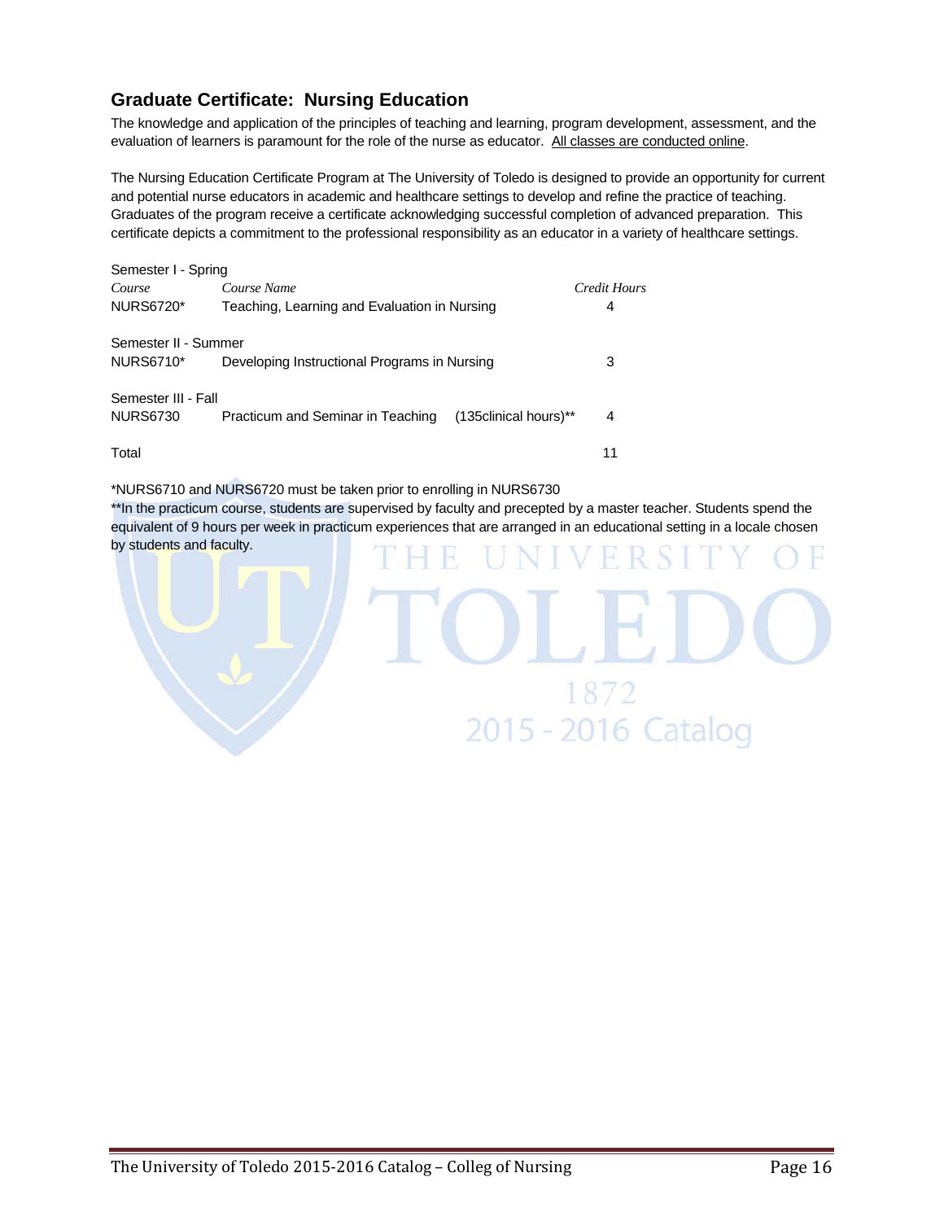## Graduate Certificate: Nursing Education

The knowledge and application of the principles of teaching and learning, program development, assessment, and the evaluation of learners is paramount for the role of the nurse as educator. All classes are conducted online.

The Nursing Education Certificate Program at The University of Toledo is designed to provide an opportunity for current and potential nurse educators in academic and healthcare settings to develop and refine the practice of teaching. Graduates of the program receive a certificate acknowledging successful completion of advanced preparation. This certificate depicts a commitment to the professional responsibility as an educator in a variety of healthcare settings.

| Course | Course Name | | Credit Hours |
|---|---|---|---|
| Semester I - Spring | | | |
| NURS6720* | Teaching, Learning and Evaluation in Nursing | | 4 |
| Semester II - Summer | | | |
| NURS6710* | Developing Instructional Programs in Nursing | | 3 |
| Semester III - Fall | | | |
| NURS6730 | Practicum and Seminar in Teaching | (135clinical hours)** | 4 |
| Total | | | 11 |

*NURS6710 and NURS6720 must be taken prior to enrolling in NURS6730

**In the practicum course, students are supervised by faculty and precepted by a master teacher. Students spend the equivalent of 9 hours per week in practicum experiences that are arranged in an educational setting in a locale chosen by students and faculty.